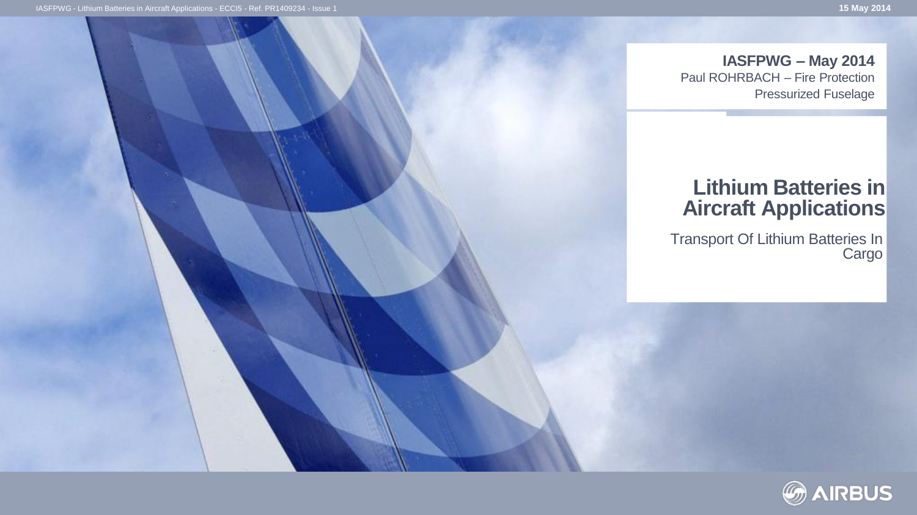**IASFPWG – May 2014**

Paul ROHRBACH – Fire Protection

Pressurized Fuselage

# Lithium Batteries in Aircraft Applications

## Transport Of Lithium Batteries In Cargo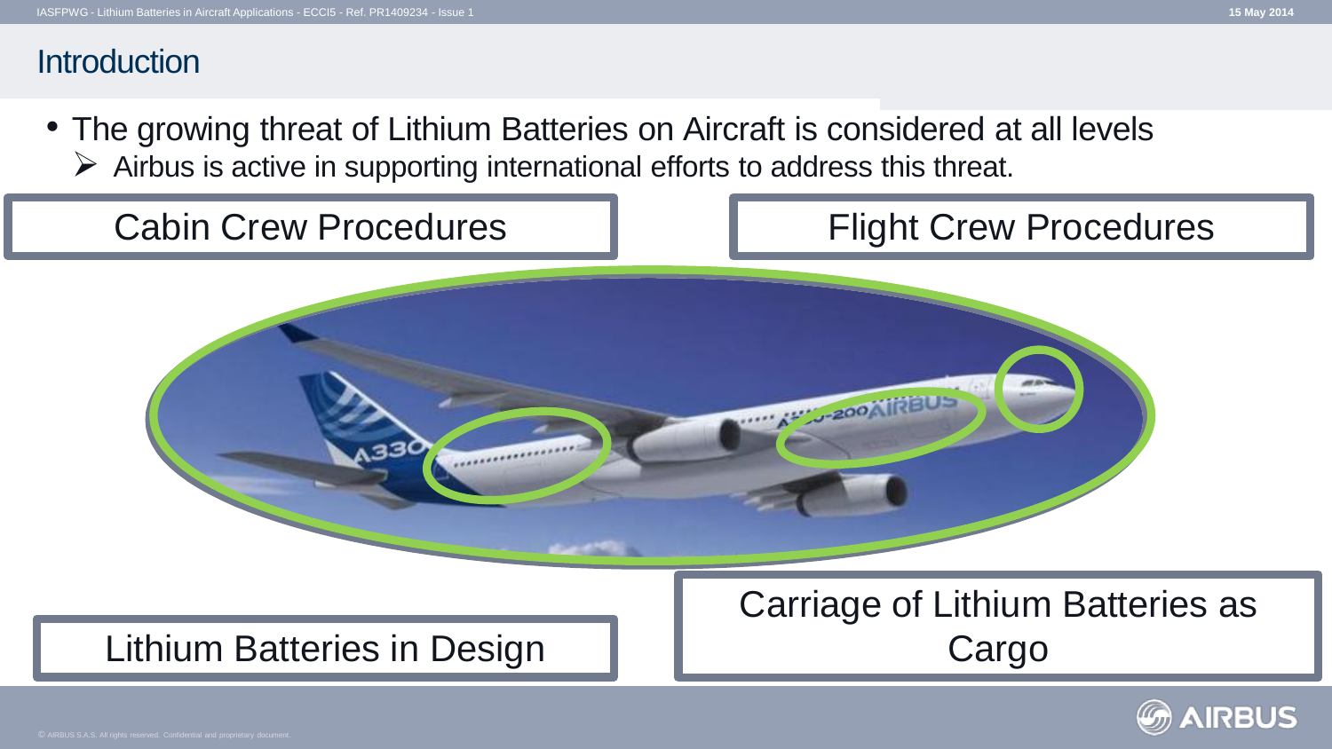# Introduction

- The growing threat of Lithium Batteries on Aircraft is considered at all levels
  - Airbus is active in supporting international efforts to address this threat.

Cabin Crew Procedures

Flight Crew Procedures

Lithium Batteries in Design

Carriage of Lithium Batteries as Cargo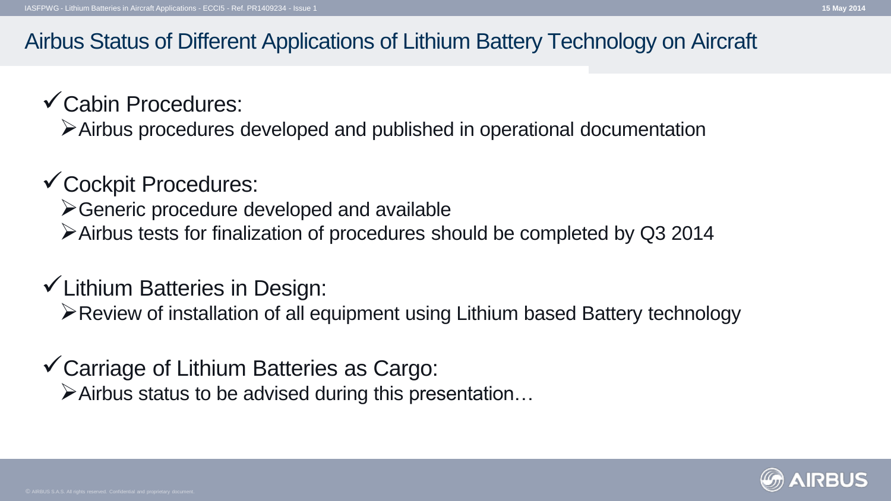# Airbus Status of Different Applications of Lithium Battery Technology on Aircraft

- ✓ Cabin Procedures:
  - Airbus procedures developed and published in operational documentation

- ✓ Cockpit Procedures:
  - Generic procedure developed and available
  - Airbus tests for finalization of procedures should be completed by Q3 2014

- ✓ Lithium Batteries in Design:
  - Review of installation of all equipment using Lithium based Battery technology

- ✓ Carriage of Lithium Batteries as Cargo:
  - Airbus status to be advised during this presentation…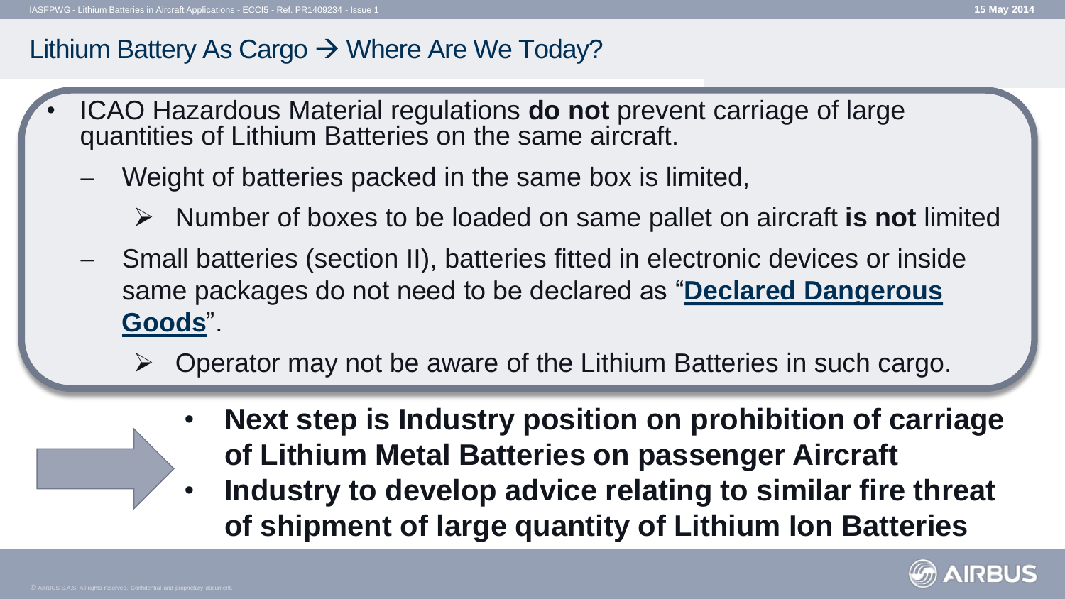## Lithium Battery As Cargo → Where Are We Today?

- ICAO Hazardous Material regulations **do not** prevent carriage of large quantities of Lithium Batteries on the same aircraft.
  - Weight of batteries packed in the same box is limited,
    - Number of boxes to be loaded on same pallet on aircraft **is not** limited
  - Small batteries (section II), batteries fitted in electronic devices or inside same packages do not need to be declared as "**Declared Dangerous Goods**".
    - Operator may not be aware of the Lithium Batteries in such cargo.

- **Next step is Industry position on prohibition of carriage of Lithium Metal Batteries on passenger Aircraft**
- **Industry to develop advice relating to similar fire threat of shipment of large quantity of Lithium Ion Batteries**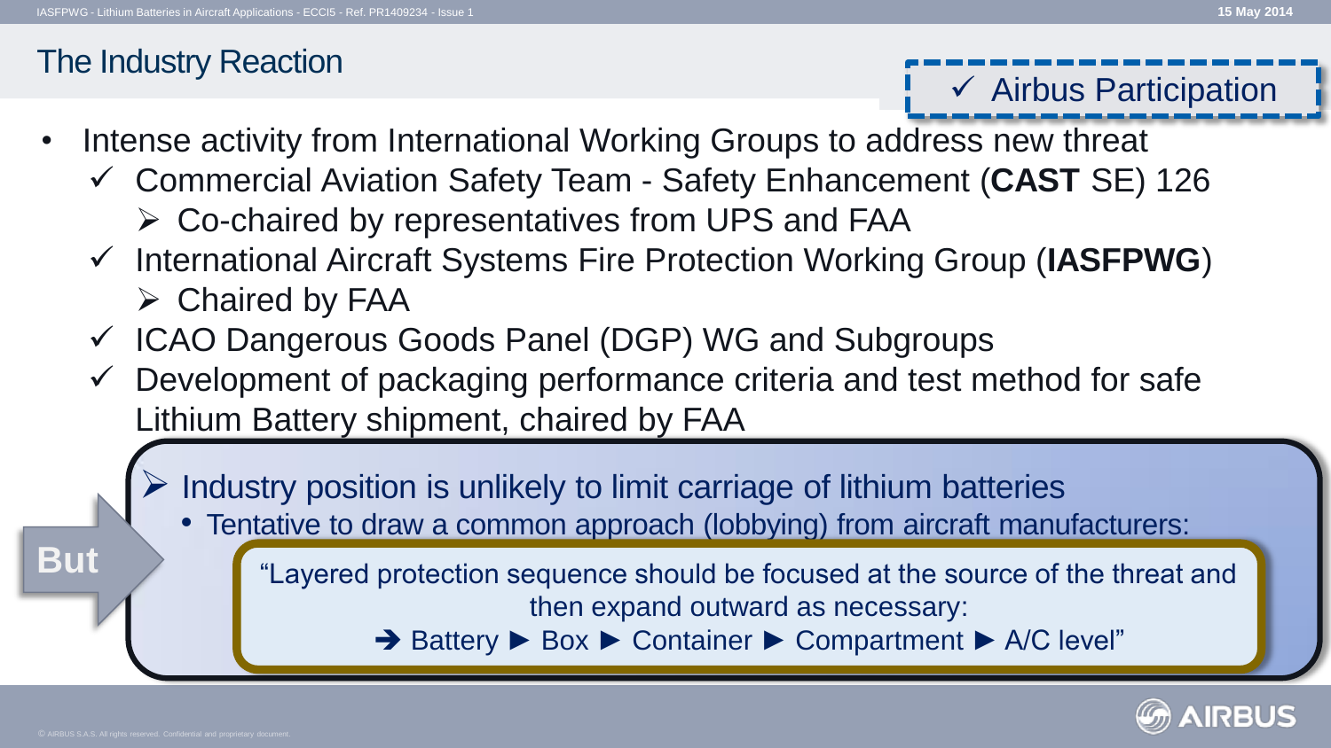# The Industry Reaction

✓ Airbus Participation

- Intense activity from International Working Groups to address new threat
  - ✓ Commercial Aviation Safety Team - Safety Enhancement (**CAST** SE) 126
    - ➢ Co-chaired by representatives from UPS and FAA
  - ✓ International Aircraft Systems Fire Protection Working Group (**IASFPWG**)
    - ➢ Chaired by FAA
  - ✓ ICAO Dangerous Goods Panel (DGP) WG and Subgroups
  - ✓ Development of packaging performance criteria and test method for safe Lithium Battery shipment, chaired by FAA

**But**

➢ Industry position is unlikely to limit carriage of lithium batteries

- Tentative to draw a common approach (lobbying) from aircraft manufacturers:

> "Layered protection sequence should be focused at the source of the threat and then expand outward as necessary:
> ➔ Battery ► Box ► Container ► Compartment ► A/C level"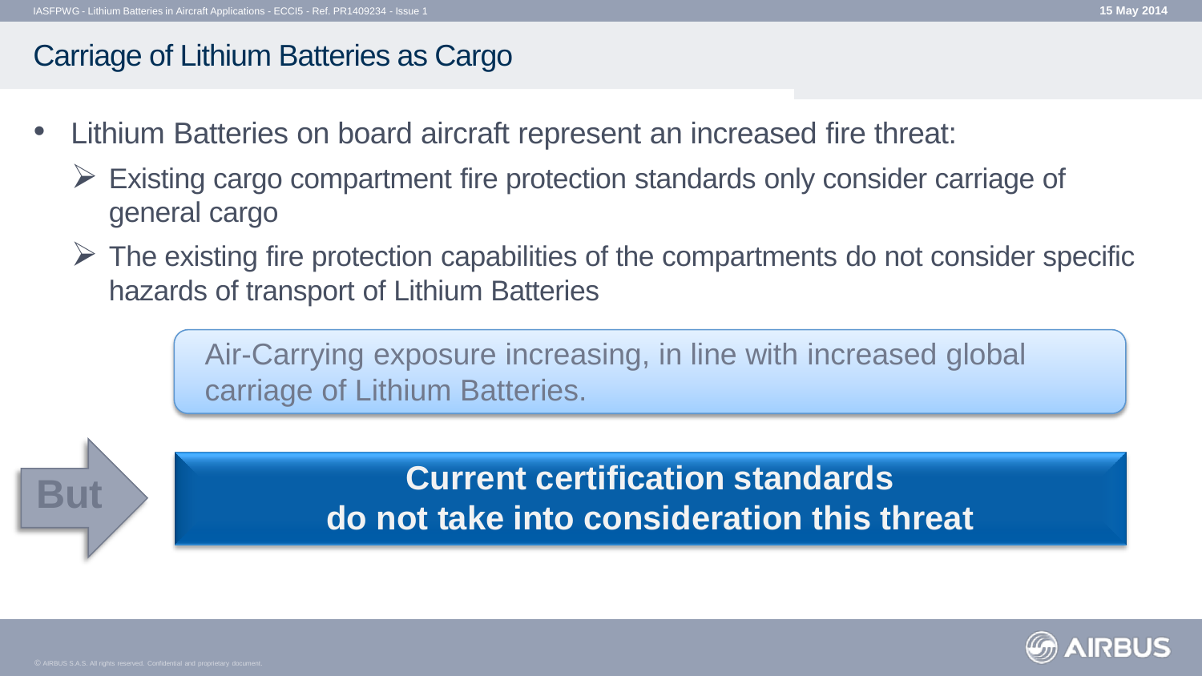# Carriage of Lithium Batteries as Cargo

- Lithium Batteries on board aircraft represent an increased fire threat:
  - Existing cargo compartment fire protection standards only consider carriage of general cargo
  - The existing fire protection capabilities of the compartments do not consider specific hazards of transport of Lithium Batteries

Air-Carrying exposure increasing, in line with increased global carriage of Lithium Batteries.

But

**Current certification standards do not take into consideration this threat**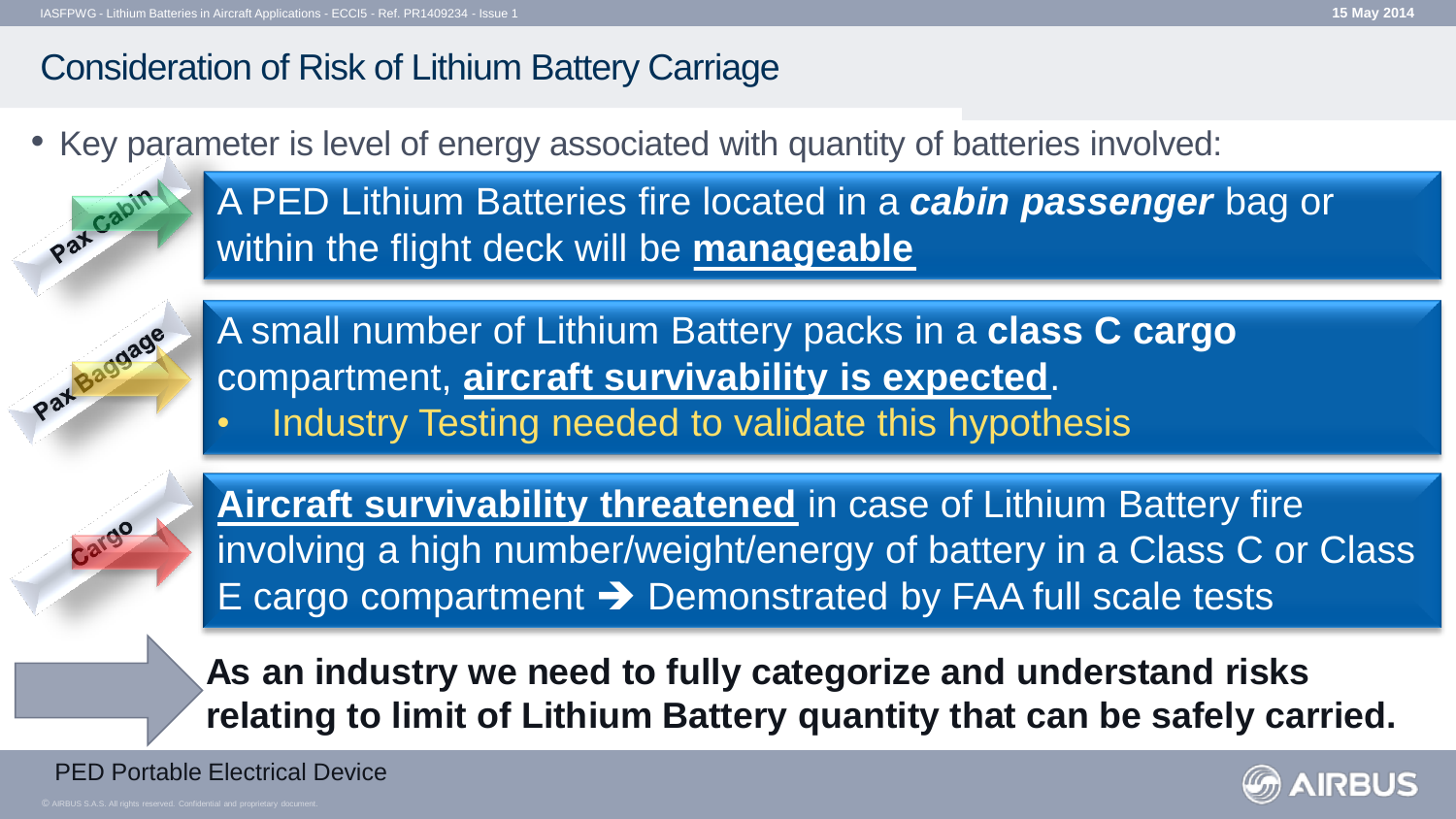## Consideration of Risk of Lithium Battery Carriage

- Key parameter is level of energy associated with quantity of batteries involved:

Pax Cabin

A PED Lithium Batteries fire located in a ***cabin passenger*** bag or within the flight deck will be **manageable**

Pax Baggage

A small number of Lithium Battery packs in a **class C cargo** compartment, **aircraft survivability is expected**.

- Industry Testing needed to validate this hypothesis

Cargo

**Aircraft survivability threatened** in case of Lithium Battery fire involving a high number/weight/energy of battery in a Class C or Class E cargo compartment ➔ Demonstrated by FAA full scale tests

**As an industry we need to fully categorize and understand risks relating to limit of Lithium Battery quantity that can be safely carried.**

PED Portable Electrical Device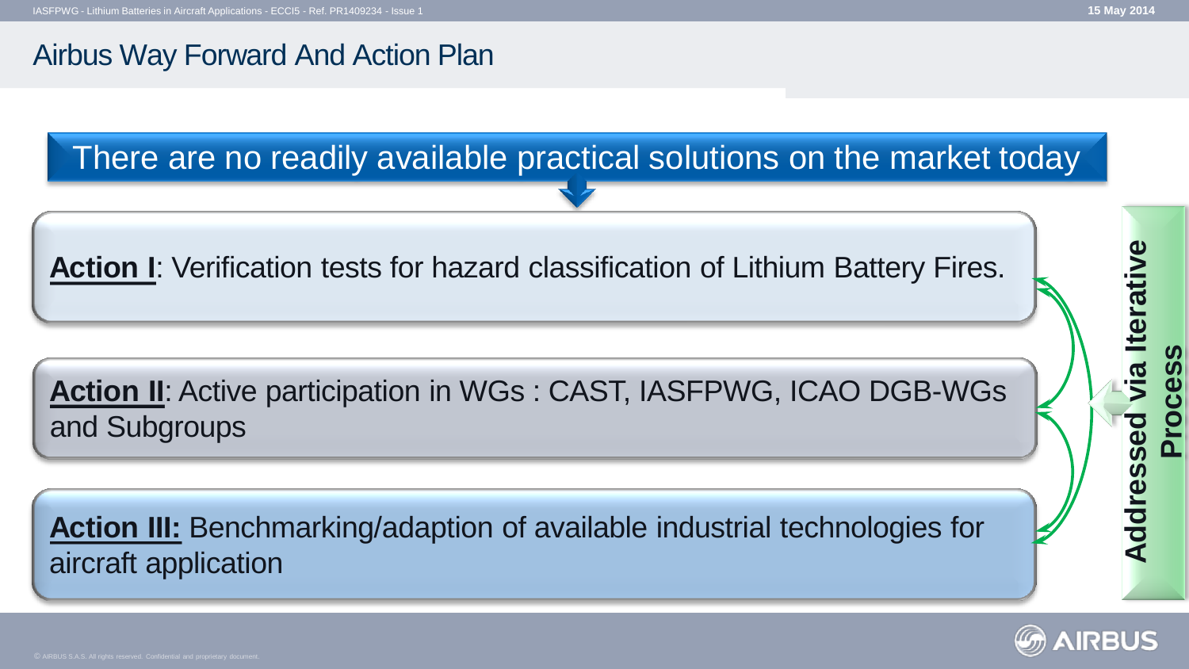# Airbus Way Forward And Action Plan

**There are no readily available practical solutions on the market today**

**Action I**: Verification tests for hazard classification of Lithium Battery Fires.

**Action II**: Active participation in WGs : CAST, IASFPWG, ICAO DGB-WGs and Subgroups

**Action III:** Benchmarking/adaption of available industrial technologies for aircraft application

**Addressed via Iterative Process**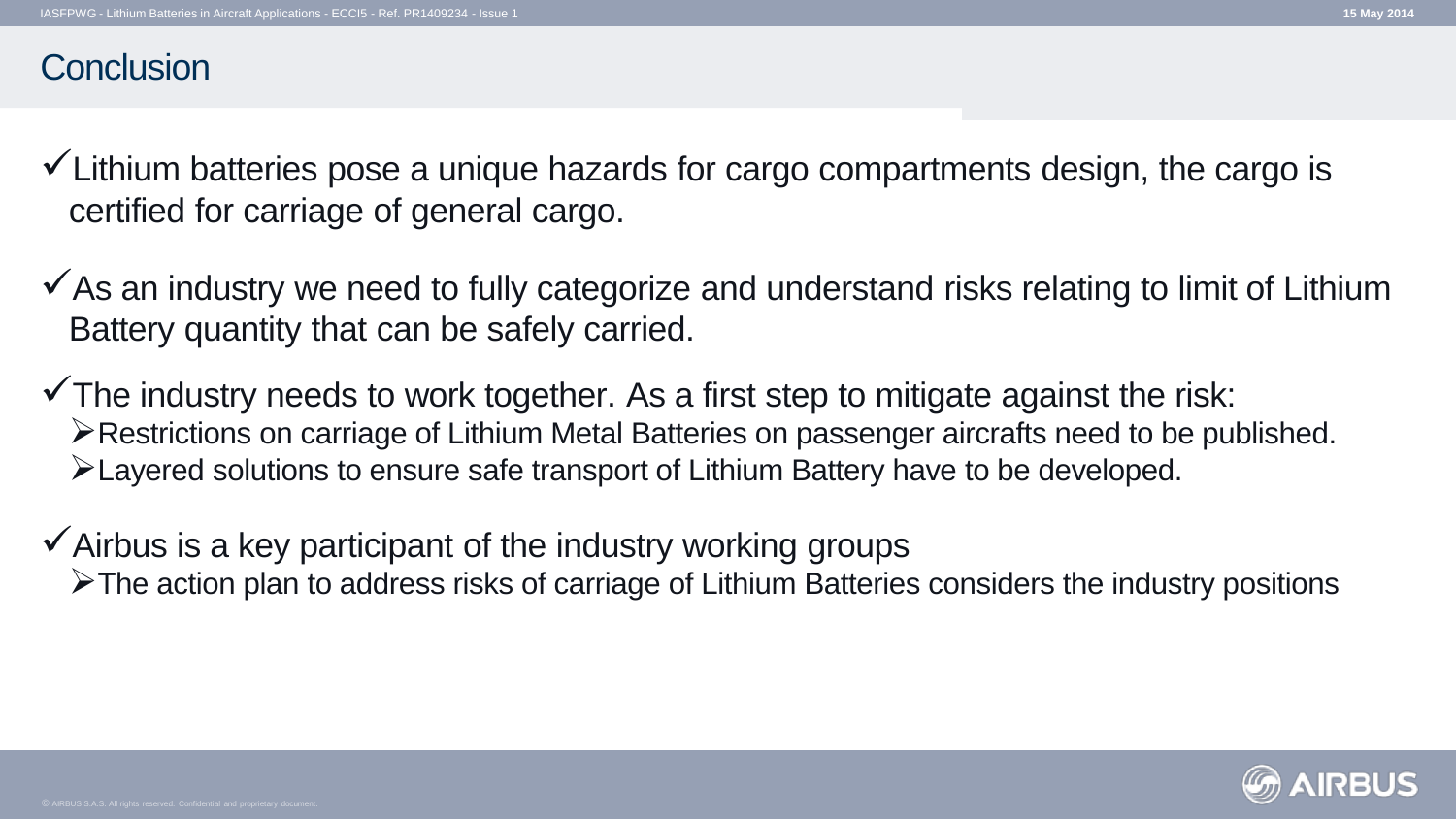# Conclusion

- ✓ Lithium batteries pose a unique hazards for cargo compartments design, the cargo is certified for carriage of general cargo.

- ✓ As an industry we need to fully categorize and understand risks relating to limit of Lithium Battery quantity that can be safely carried.

- ✓ The industry needs to work together. As a first step to mitigate against the risk:
  - ➢ Restrictions on carriage of Lithium Metal Batteries on passenger aircrafts need to be published.
  - ➢ Layered solutions to ensure safe transport of Lithium Battery have to be developed.

- ✓ Airbus is a key participant of the industry working groups
  - ➢ The action plan to address risks of carriage of Lithium Batteries considers the industry positions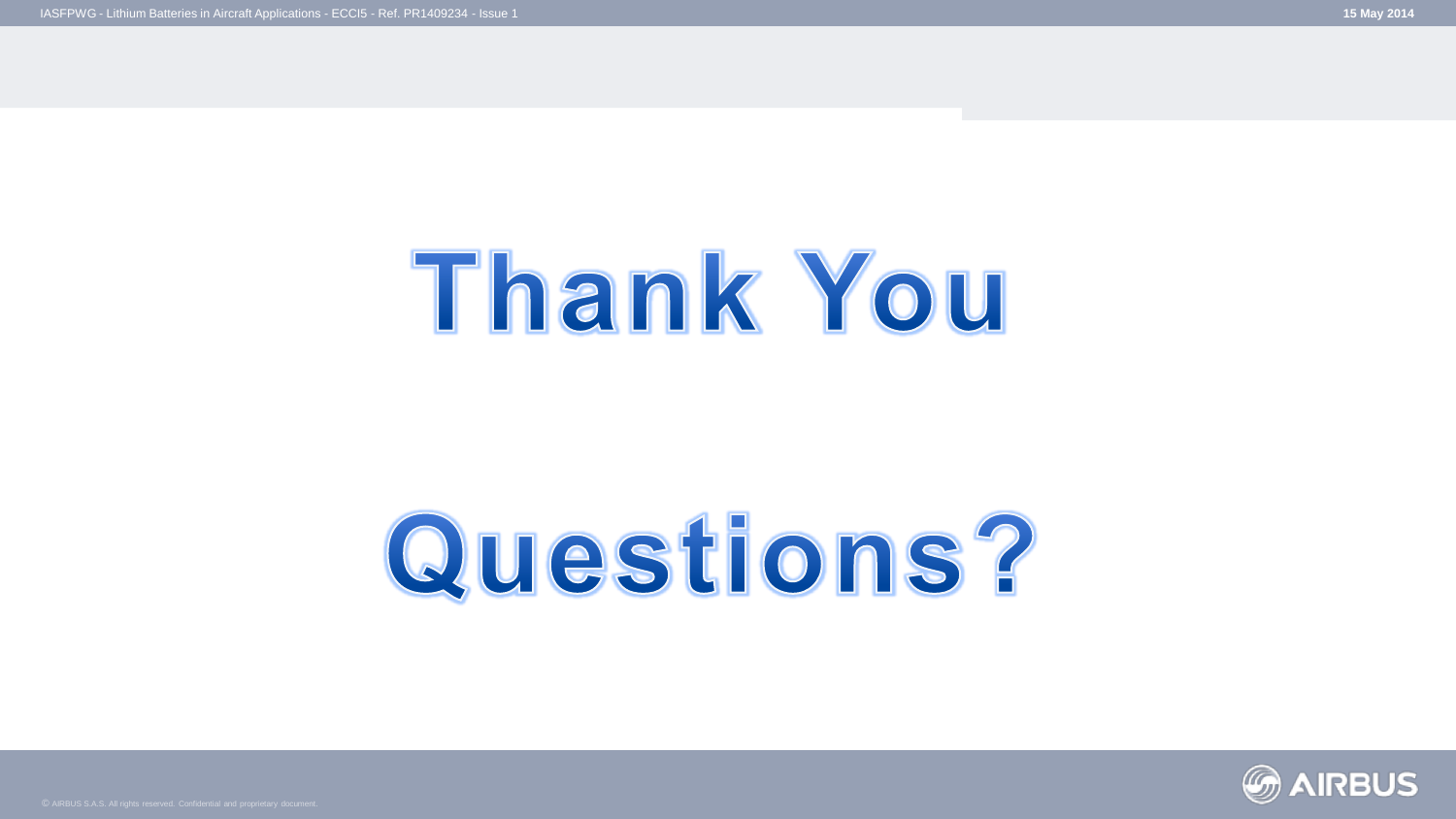# Thank You

# Questions?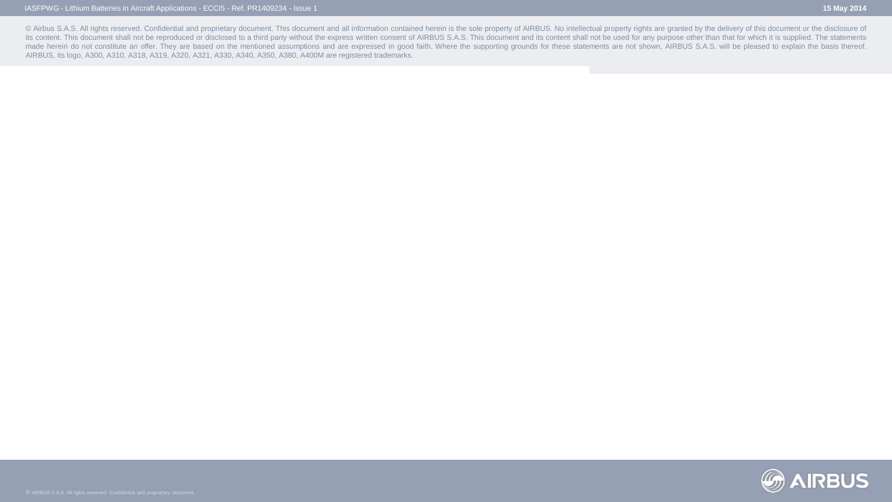© Airbus S.A.S. All rights reserved. Confidential and proprietary document. This document and all information contained herein is the sole property of AIRBUS. No intellectual property rights are granted by the delivery of this document or the disclosure of its content. This document shall not be reproduced or disclosed to a third party without the express written consent of AIRBUS S.A.S. This document and its content shall not be used for any purpose other than that for which it is supplied. The statements made herein do not constitute an offer. They are based on the mentioned assumptions and are expressed in good faith. Where the supporting grounds for these statements are not shown, AIRBUS S.A.S. will be pleased to explain the basis thereof. AIRBUS, its logo, A300, A310, A318, A319, A320, A321, A330, A340, A350, A380, A400M are registered trademarks.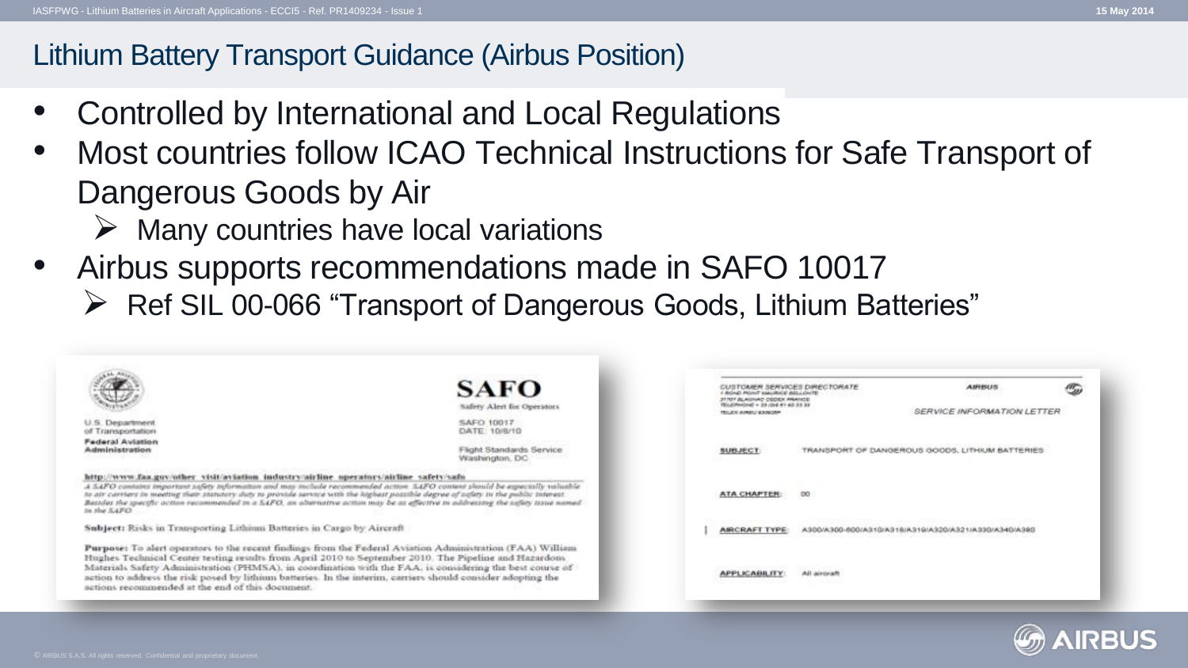## Lithium Battery Transport Guidance (Airbus Position)

- Controlled by International and Local Regulations
- Most countries follow ICAO Technical Instructions for Safe Transport of Dangerous Goods by Air
  - ➢ Many countries have local variations
- Airbus supports recommendations made in SAFO 10017
  - ➢ Ref SIL 00-066 "Transport of Dangerous Goods, Lithium Batteries"

U.S. Department of Transportation
**Federal Aviation Administration**

**SAFO**
Safety Alert for Operators

SAFO 10017
DATE: 10/8/10

Flight Standards Service
Washington, DC

http://www.faa.gov/other_visit/aviation_industry/airline_operators/airline_safety/safo

*A SAFO contains important safety information and may include recommended action. SAFO content should be especially valuable to air carriers in meeting their statutory duty to provide service with the highest possible degree of safety in the public interest. Besides the specific action recommended in a SAFO, an alternative action may be as effective in addressing the safety issue named in the SAFO.*

**Subject:** Risks in Transporting Lithium Batteries in Cargo by Aircraft

**Purpose:** To alert operators to the recent findings from the Federal Aviation Administration (FAA) William Hughes Technical Center testing results from April 2010 to September 2010. The Pipeline and Hazardous Materials Safety Administration (PHMSA), in coordination with the FAA, is considering the best course of action to address the risk posed by lithium batteries. In the interim, carriers should consider adopting the actions recommended at the end of this document.

CUSTOMER SERVICES DIRECTORATE
1 ROND POINT MAURICE BELLONTE
31707 BLAGNAC CEDEX FRANCE
TELEPHONE + 33 (0)5 61 93 33 33
TELEX AIRBU 530526F

AIRBUS

SERVICE INFORMATION LETTER

| | |
|---|---|
| **SUBJECT:** | TRANSPORT OF DANGEROUS GOODS, LITHIUM BATTERIES |
| **ATA CHAPTER:** | 00 |
| **AIRCRAFT TYPE:** | A300/A300-600/A310/A318/A319/A320/A321/A330/A340/A380 |
| **APPLICABILITY:** | All aircraft |